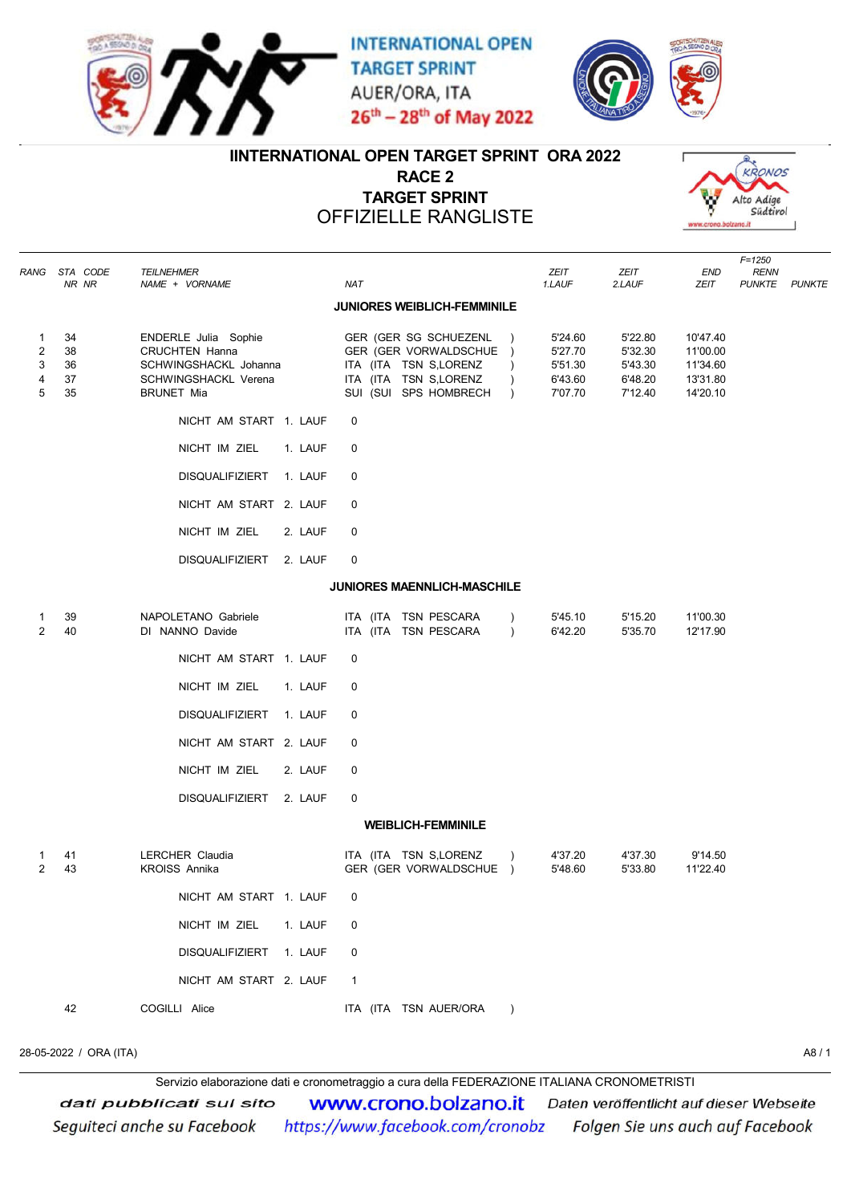INTERNATIONAL OPEN TARGET SPRINT
AUER/ORA, ITA
26th – 28th of May 2022

# IINTERNATIONAL OPEN TARGET SPRINT ORA 2022
## RACE 2
## TARGET SPRINT
## OFFIZIELLE RANGLISTE

| RANG | STA NR | CODE NR | TEILNEHMER NAME + VORNAME | NAT | ZEIT 1.LAUF | ZEIT 2.LAUF | END ZEIT | F=1250 RENN PUNKTE | PUNKTE |
|---|---|---|---|---|---|---|---|---|---|
| | | | **JUNIORES WEIBLICH-FEMMINILE** | | | | | | |
| 1 | 34 | | ENDERLE Julia Sophie | GER (GER SG SCHUEZENL ) | 5'24.60 | 5'22.80 | 10'47.40 | | |
| 2 | 38 | | CRUCHTEN Hanna | GER (GER VORWALDSCHUE ) | 5'27.70 | 5'32.30 | 11'00.00 | | |
| 3 | 36 | | SCHWINGSHACKL Johanna | ITA (ITA TSN S,LORENZ ) | 5'51.30 | 5'43.30 | 11'34.60 | | |
| 4 | 37 | | SCHWINGSHACKL Verena | ITA (ITA TSN S,LORENZ ) | 6'43.60 | 6'48.20 | 13'31.80 | | |
| 5 | 35 | | BRUNET Mia | SUI (SUI SPS HOMBRECH ) | 7'07.70 | 7'12.40 | 14'20.10 | | |
| | | | NICHT AM START 1. LAUF | 0 | | | | | |
| | | | NICHT IM ZIEL 1. LAUF | 0 | | | | | |
| | | | DISQUALIFIZIERT 1. LAUF | 0 | | | | | |
| | | | NICHT AM START 2. LAUF | 0 | | | | | |
| | | | NICHT IM ZIEL 2. LAUF | 0 | | | | | |
| | | | DISQUALIFIZIERT 2. LAUF | 0 | | | | | |
| | | | **JUNIORES MAENNLICH-MASCHILE** | | | | | | |
| 1 | 39 | | NAPOLETANO Gabriele | ITA (ITA TSN PESCARA ) | 5'45.10 | 5'15.20 | 11'00.30 | | |
| 2 | 40 | | DI NANNO Davide | ITA (ITA TSN PESCARA ) | 6'42.20 | 5'35.70 | 12'17.90 | | |
| | | | NICHT AM START 1. LAUF | 0 | | | | | |
| | | | NICHT IM ZIEL 1. LAUF | 0 | | | | | |
| | | | DISQUALIFIZIERT 1. LAUF | 0 | | | | | |
| | | | NICHT AM START 2. LAUF | 0 | | | | | |
| | | | NICHT IM ZIEL 2. LAUF | 0 | | | | | |
| | | | DISQUALIFIZIERT 2. LAUF | 0 | | | | | |
| | | | **WEIBLICH-FEMMINILE** | | | | | | |
| 1 | 41 | | LERCHER Claudia | ITA (ITA TSN S,LORENZ ) | 4'37.20 | 4'37.30 | 9'14.50 | | |
| 2 | 43 | | KROISS Annika | GER (GER VORWALDSCHUE ) | 5'48.60 | 5'33.80 | 11'22.40 | | |
| | | | NICHT AM START 1. LAUF | 0 | | | | | |
| | | | NICHT IM ZIEL 1. LAUF | 0 | | | | | |
| | | | DISQUALIFIZIERT 1. LAUF | 0 | | | | | |
| | | | NICHT AM START 2. LAUF | 1 | | | | | |
| | 42 | | COGILLI Alice | ITA (ITA TSN AUER/ORA ) | | | | | |

28-05-2022 / ORA (ITA)

Servizio elaborazione dati e cronometraggio a cura della FEDERAZIONE ITALIANA CRONOMETRISTI

dati pubblicati sul sito www.crono.bolzano.it Daten veröffentlicht auf dieser Webseite

Seguiteci anche su Facebook https://www.facebook.com/cronobz Folgen Sie uns auch auf Facebook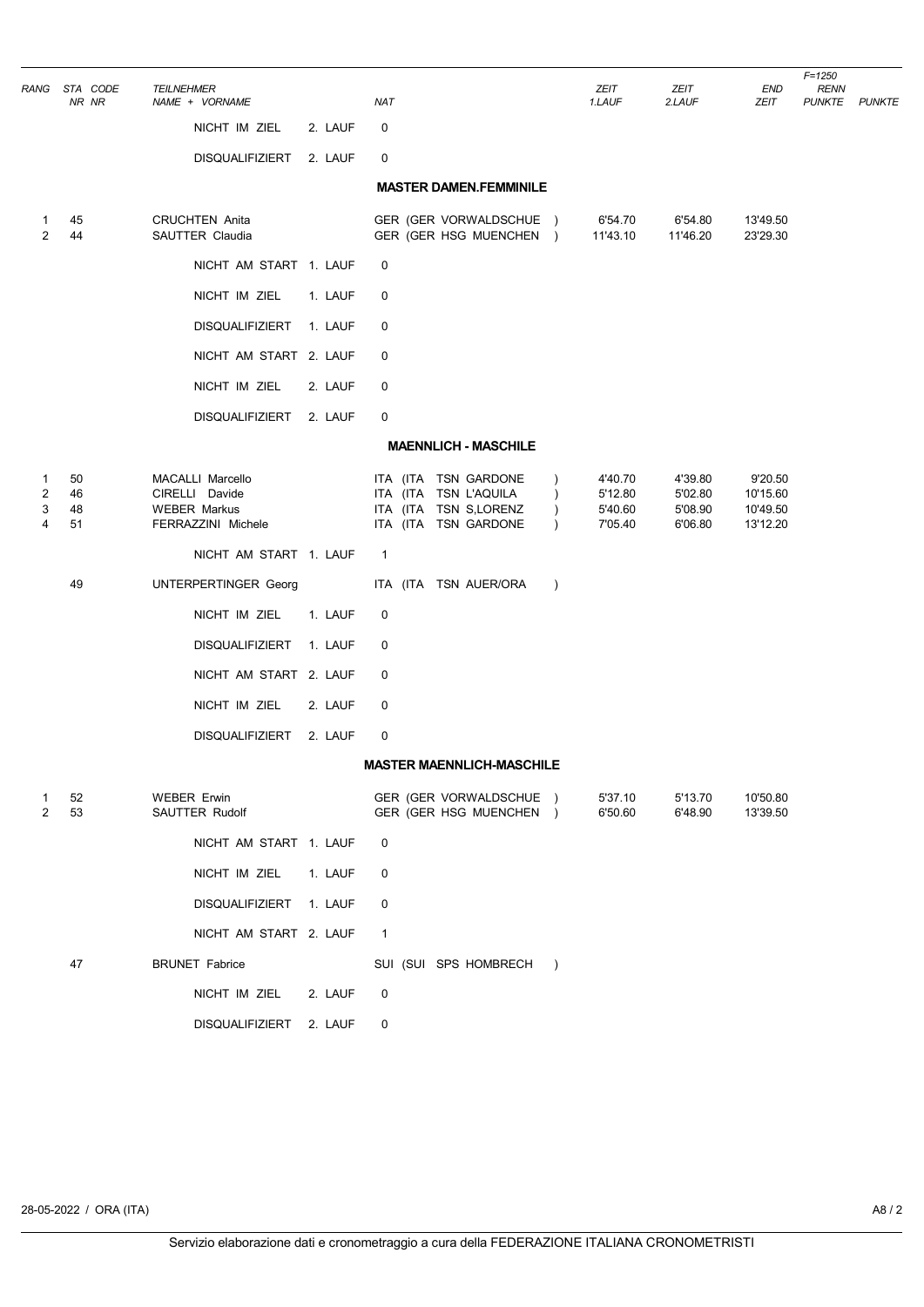| RANG | STA NR | CODE NR | TEILNEHMER NAME + VORNAME | NAT | ZEIT 1.LAUF | ZEIT 2.LAUF | END ZEIT | F=1250 RENN PUNKTE | PUNKTE |
|---|---|---|---|---|---|---|---|---|---|
| | | | NICHT IM ZIEL 2. LAUF | 0 | | | | | |
| | | | DISQUALIFIZIERT 2. LAUF | 0 | | | | | |

**MASTER DAMEN.FEMMINILE**

| RANG | STA NR | CODE NR | TEILNEHMER NAME + VORNAME | NAT | ZEIT 1.LAUF | ZEIT 2.LAUF | END ZEIT | F=1250 RENN PUNKTE | PUNKTE |
|---|---|---|---|---|---|---|---|---|---|
| 1 | 45 | | CRUCHTEN Anita | GER (GER VORWALDSCHUE ) | 6'54.70 | 6'54.80 | 13'49.50 | | |
| 2 | 44 | | SAUTTER Claudia | GER (GER HSG MUENCHEN ) | 11'43.10 | 11'46.20 | 23'29.30 | | |
| | | | NICHT AM START 1. LAUF | 0 | | | | | |
| | | | NICHT IM ZIEL 1. LAUF | 0 | | | | | |
| | | | DISQUALIFIZIERT 1. LAUF | 0 | | | | | |
| | | | NICHT AM START 2. LAUF | 0 | | | | | |
| | | | NICHT IM ZIEL 2. LAUF | 0 | | | | | |
| | | | DISQUALIFIZIERT 2. LAUF | 0 | | | | | |

**MAENNLICH - MASCHILE**

| RANG | STA NR | CODE NR | TEILNEHMER NAME + VORNAME | NAT | ZEIT 1.LAUF | ZEIT 2.LAUF | END ZEIT | F=1250 RENN PUNKTE | PUNKTE |
|---|---|---|---|---|---|---|---|---|---|
| 1 | 50 | | MACALLI Marcello | ITA (ITA TSN GARDONE ) | 4'40.70 | 4'39.80 | 9'20.50 | | |
| 2 | 46 | | CIRELLI Davide | ITA (ITA TSN L'AQUILA ) | 5'12.80 | 5'02.80 | 10'15.60 | | |
| 3 | 48 | | WEBER Markus | ITA (ITA TSN S,LORENZ ) | 5'40.60 | 5'08.90 | 10'49.50 | | |
| 4 | 51 | | FERRAZZINI Michele | ITA (ITA TSN GARDONE ) | 7'05.40 | 6'06.80 | 13'12.20 | | |
| | | | NICHT AM START 1. LAUF | 1 | | | | | |
| | 49 | | UNTERPERTINGER Georg | ITA (ITA TSN AUER/ORA ) | | | | | |
| | | | NICHT IM ZIEL 1. LAUF | 0 | | | | | |
| | | | DISQUALIFIZIERT 1. LAUF | 0 | | | | | |
| | | | NICHT AM START 2. LAUF | 0 | | | | | |
| | | | NICHT IM ZIEL 2. LAUF | 0 | | | | | |
| | | | DISQUALIFIZIERT 2. LAUF | 0 | | | | | |

**MASTER MAENNLICH-MASCHILE**

| RANG | STA NR | CODE NR | TEILNEHMER NAME + VORNAME | NAT | ZEIT 1.LAUF | ZEIT 2.LAUF | END ZEIT | F=1250 RENN PUNKTE | PUNKTE |
|---|---|---|---|---|---|---|---|---|---|
| 1 | 52 | | WEBER Erwin | GER (GER VORWALDSCHUE ) | 5'37.10 | 5'13.70 | 10'50.80 | | |
| 2 | 53 | | SAUTTER Rudolf | GER (GER HSG MUENCHEN ) | 6'50.60 | 6'48.90 | 13'39.50 | | |
| | | | NICHT AM START 1. LAUF | 0 | | | | | |
| | | | NICHT IM ZIEL 1. LAUF | 0 | | | | | |
| | | | DISQUALIFIZIERT 1. LAUF | 0 | | | | | |
| | | | NICHT AM START 2. LAUF | 1 | | | | | |
| | 47 | | BRUNET Fabrice | SUI (SUI SPS HOMBRECH ) | | | | | |
| | | | NICHT IM ZIEL 2. LAUF | 0 | | | | | |
| | | | DISQUALIFIZIERT 2. LAUF | 0 | | | | | |

28-05-2022 / ORA (ITA)

Servizio elaborazione dati e cronometraggio a cura della FEDERAZIONE ITALIANA CRONOMETRISTI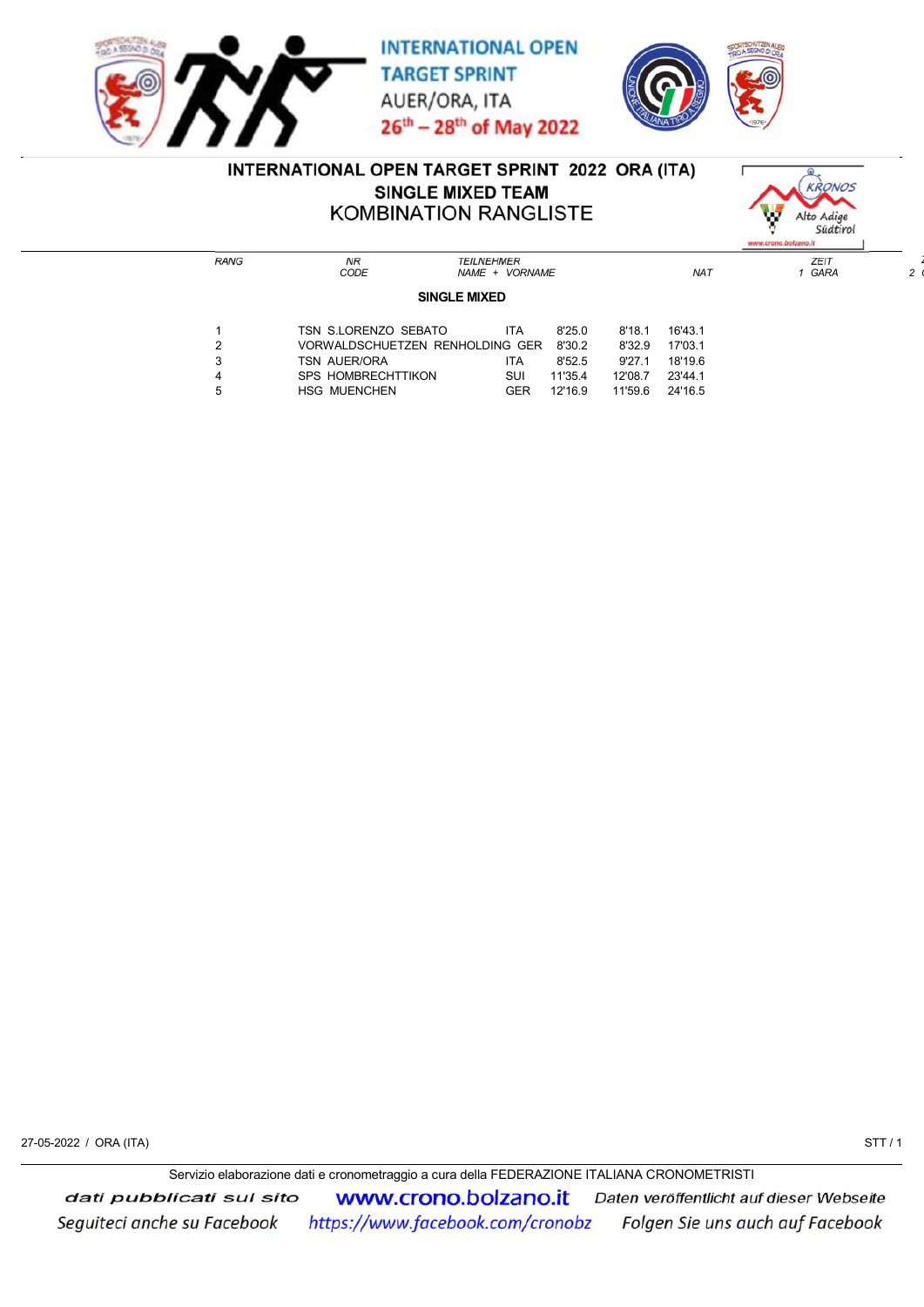INTERNATIONAL OPEN TARGET SPRINT
AUER/ORA, ITA
26th – 28th of May 2022

# INTERNATIONAL OPEN TARGET SPRINT 2022 ORA (ITA)

## SINGLE MIXED TEAM

## KOMBINATION RANGLISTE

### SINGLE MIXED

| RANG | NR CODE | TEILNEHMER NAME + VORNAME | NAT | ZEIT 1 GARA | 2 | |
|---|---|---|---|---|---|---|
| 1 | | TSN S.LORENZO SEBATO | ITA | 8'25.0 | 8'18.1 | 16'43.1 |
| 2 | | VORWALDSCHUETZEN RENHOLDING | GER | 8'30.2 | 8'32.9 | 17'03.1 |
| 3 | | TSN AUER/ORA | ITA | 8'52.5 | 9'27.1 | 18'19.6 |
| 4 | | SPS HOMBRECHTTIKON | SUI | 11'35.4 | 12'08.7 | 23'44.1 |
| 5 | | HSG MUENCHEN | GER | 12'16.9 | 11'59.6 | 24'16.5 |

27-05-2022 / ORA (ITA)

STT / 1

Servizio elaborazione dati e cronometraggio a cura della FEDERAZIONE ITALIANA CRONOMETRISTI

dati pubblicati sul sito www.crono.bolzano.it Daten veröffentlicht auf dieser Webseite

Seguiteci anche su Facebook https://www.facebook.com/cronobz Folgen Sie uns auch auf Facebook